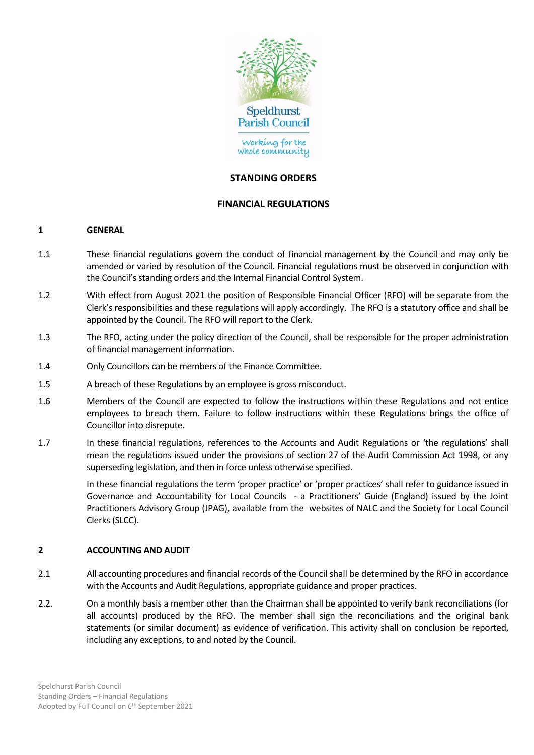Speldhurst Parish Council

Working for the whole community

## STANDING ORDERS

## FINANCIAL REGULATIONS

### 1 GENERAL

1.1 These financial regulations govern the conduct of financial management by the Council and may only be amended or varied by resolution of the Council. Financial regulations must be observed in conjunction with the Council's standing orders and the Internal Financial Control System.

1.2 With effect from August 2021 the position of Responsible Financial Officer (RFO) will be separate from the Clerk's responsibilities and these regulations will apply accordingly. The RFO is a statutory office and shall be appointed by the Council. The RFO will report to the Clerk.

1.3 The RFO, acting under the policy direction of the Council, shall be responsible for the proper administration of financial management information.

1.4 Only Councillors can be members of the Finance Committee.

1.5 A breach of these Regulations by an employee is gross misconduct.

1.6 Members of the Council are expected to follow the instructions within these Regulations and not entice employees to breach them. Failure to follow instructions within these Regulations brings the office of Councillor into disrepute.

1.7 In these financial regulations, references to the Accounts and Audit Regulations or 'the regulations' shall mean the regulations issued under the provisions of section 27 of the Audit Commission Act 1998, or any superseding legislation, and then in force unless otherwise specified.

In these financial regulations the term 'proper practice' or 'proper practices' shall refer to guidance issued in Governance and Accountability for Local Councils - a Practitioners' Guide (England) issued by the Joint Practitioners Advisory Group (JPAG), available from the websites of NALC and the Society for Local Council Clerks (SLCC).

### 2 ACCOUNTING AND AUDIT

2.1 All accounting procedures and financial records of the Council shall be determined by the RFO in accordance with the Accounts and Audit Regulations, appropriate guidance and proper practices.

2.2. On a monthly basis a member other than the Chairman shall be appointed to verify bank reconciliations (for all accounts) produced by the RFO. The member shall sign the reconciliations and the original bank statements (or similar document) as evidence of verification. This activity shall on conclusion be reported, including any exceptions, to and noted by the Council.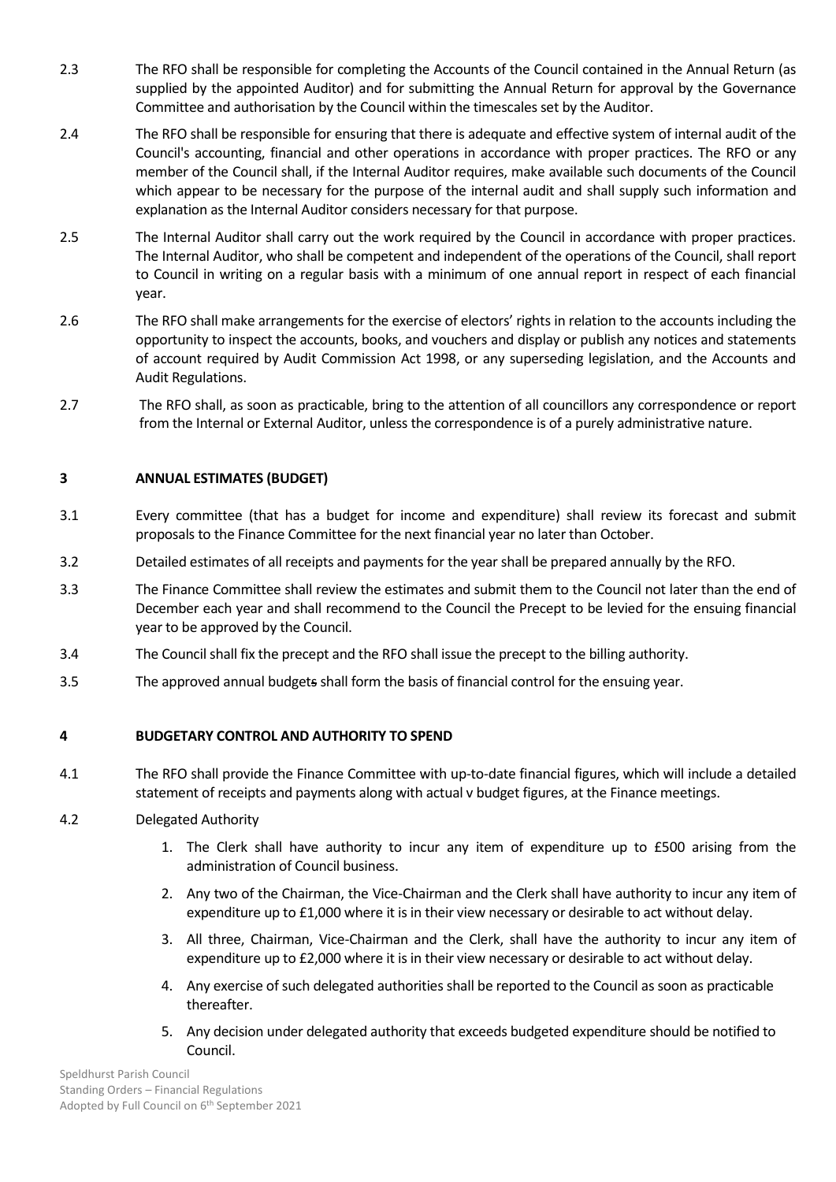2.3 The RFO shall be responsible for completing the Accounts of the Council contained in the Annual Return (as supplied by the appointed Auditor) and for submitting the Annual Return for approval by the Governance Committee and authorisation by the Council within the timescales set by the Auditor.

2.4 The RFO shall be responsible for ensuring that there is adequate and effective system of internal audit of the Council's accounting, financial and other operations in accordance with proper practices. The RFO or any member of the Council shall, if the Internal Auditor requires, make available such documents of the Council which appear to be necessary for the purpose of the internal audit and shall supply such information and explanation as the Internal Auditor considers necessary for that purpose.

2.5 The Internal Auditor shall carry out the work required by the Council in accordance with proper practices. The Internal Auditor, who shall be competent and independent of the operations of the Council, shall report to Council in writing on a regular basis with a minimum of one annual report in respect of each financial year.

2.6 The RFO shall make arrangements for the exercise of electors' rights in relation to the accounts including the opportunity to inspect the accounts, books, and vouchers and display or publish any notices and statements of account required by Audit Commission Act 1998, or any superseding legislation, and the Accounts and Audit Regulations.

2.7 The RFO shall, as soon as practicable, bring to the attention of all councillors any correspondence or report from the Internal or External Auditor, unless the correspondence is of a purely administrative nature.

## 3 ANNUAL ESTIMATES (BUDGET)

3.1 Every committee (that has a budget for income and expenditure) shall review its forecast and submit proposals to the Finance Committee for the next financial year no later than October.

3.2 Detailed estimates of all receipts and payments for the year shall be prepared annually by the RFO.

3.3 The Finance Committee shall review the estimates and submit them to the Council not later than the end of December each year and shall recommend to the Council the Precept to be levied for the ensuing financial year to be approved by the Council.

3.4 The Council shall fix the precept and the RFO shall issue the precept to the billing authority.

3.5 The approved annual budgets shall form the basis of financial control for the ensuing year.

## 4 BUDGETARY CONTROL AND AUTHORITY TO SPEND

4.1 The RFO shall provide the Finance Committee with up-to-date financial figures, which will include a detailed statement of receipts and payments along with actual v budget figures, at the Finance meetings.

4.2 Delegated Authority

1. The Clerk shall have authority to incur any item of expenditure up to £500 arising from the administration of Council business.
2. Any two of the Chairman, the Vice-Chairman and the Clerk shall have authority to incur any item of expenditure up to £1,000 where it is in their view necessary or desirable to act without delay.
3. All three, Chairman, Vice-Chairman and the Clerk, shall have the authority to incur any item of expenditure up to £2,000 where it is in their view necessary or desirable to act without delay.
4. Any exercise of such delegated authorities shall be reported to the Council as soon as practicable thereafter.
5. Any decision under delegated authority that exceeds budgeted expenditure should be notified to Council.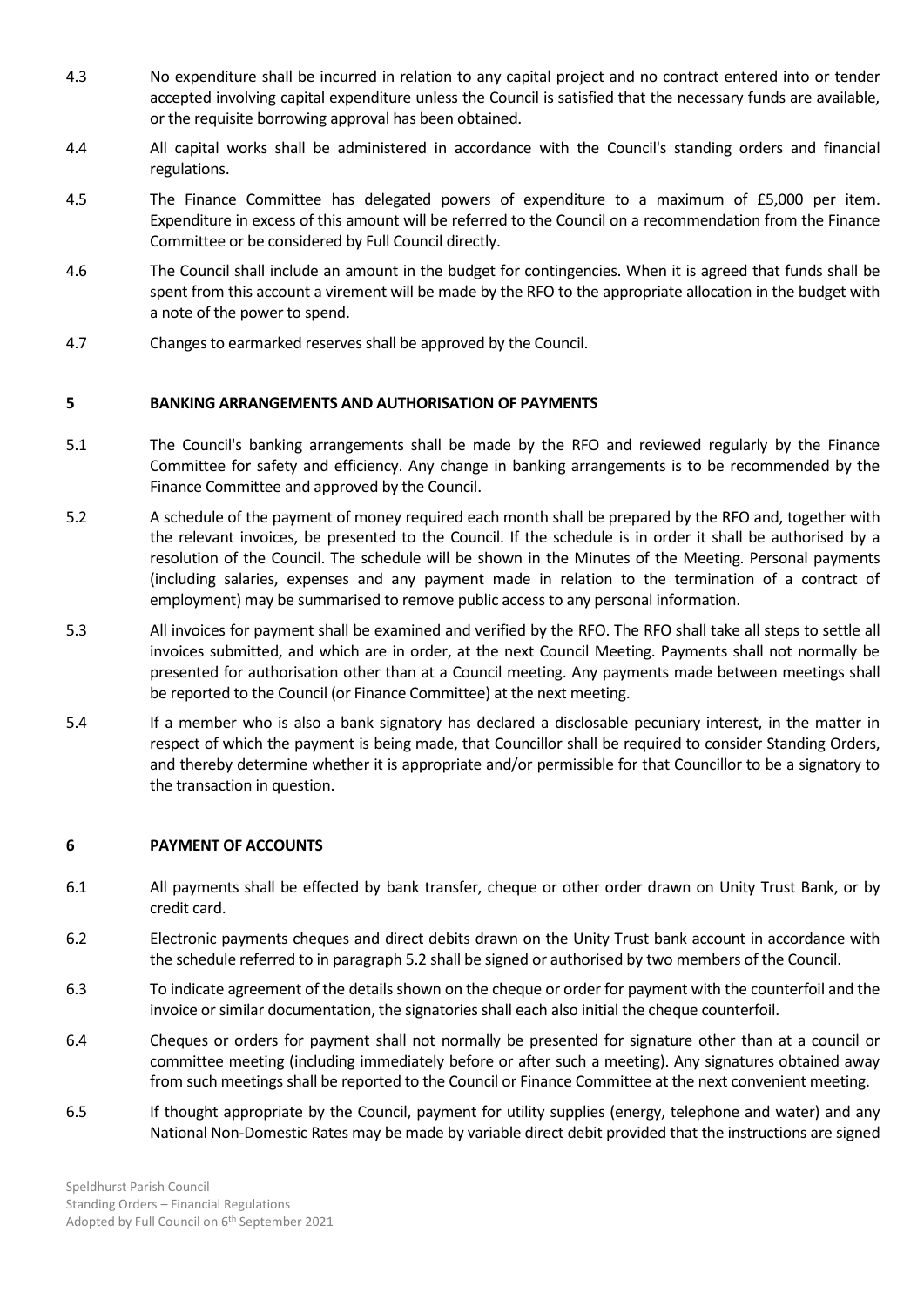4.3 No expenditure shall be incurred in relation to any capital project and no contract entered into or tender accepted involving capital expenditure unless the Council is satisfied that the necessary funds are available, or the requisite borrowing approval has been obtained.

4.4 All capital works shall be administered in accordance with the Council's standing orders and financial regulations.

4.5 The Finance Committee has delegated powers of expenditure to a maximum of £5,000 per item. Expenditure in excess of this amount will be referred to the Council on a recommendation from the Finance Committee or be considered by Full Council directly.

4.6 The Council shall include an amount in the budget for contingencies. When it is agreed that funds shall be spent from this account a virement will be made by the RFO to the appropriate allocation in the budget with a note of the power to spend.

4.7 Changes to earmarked reserves shall be approved by the Council.

## 5 BANKING ARRANGEMENTS AND AUTHORISATION OF PAYMENTS

5.1 The Council's banking arrangements shall be made by the RFO and reviewed regularly by the Finance Committee for safety and efficiency. Any change in banking arrangements is to be recommended by the Finance Committee and approved by the Council.

5.2 A schedule of the payment of money required each month shall be prepared by the RFO and, together with the relevant invoices, be presented to the Council. If the schedule is in order it shall be authorised by a resolution of the Council. The schedule will be shown in the Minutes of the Meeting. Personal payments (including salaries, expenses and any payment made in relation to the termination of a contract of employment) may be summarised to remove public access to any personal information.

5.3 All invoices for payment shall be examined and verified by the RFO. The RFO shall take all steps to settle all invoices submitted, and which are in order, at the next Council Meeting. Payments shall not normally be presented for authorisation other than at a Council meeting. Any payments made between meetings shall be reported to the Council (or Finance Committee) at the next meeting.

5.4 If a member who is also a bank signatory has declared a disclosable pecuniary interest, in the matter in respect of which the payment is being made, that Councillor shall be required to consider Standing Orders, and thereby determine whether it is appropriate and/or permissible for that Councillor to be a signatory to the transaction in question.

## 6 PAYMENT OF ACCOUNTS

6.1 All payments shall be effected by bank transfer, cheque or other order drawn on Unity Trust Bank, or by credit card.

6.2 Electronic payments cheques and direct debits drawn on the Unity Trust bank account in accordance with the schedule referred to in paragraph 5.2 shall be signed or authorised by two members of the Council.

6.3 To indicate agreement of the details shown on the cheque or order for payment with the counterfoil and the invoice or similar documentation, the signatories shall each also initial the cheque counterfoil.

6.4 Cheques or orders for payment shall not normally be presented for signature other than at a council or committee meeting (including immediately before or after such a meeting). Any signatures obtained away from such meetings shall be reported to the Council or Finance Committee at the next convenient meeting.

6.5 If thought appropriate by the Council, payment for utility supplies (energy, telephone and water) and any National Non-Domestic Rates may be made by variable direct debit provided that the instructions are signed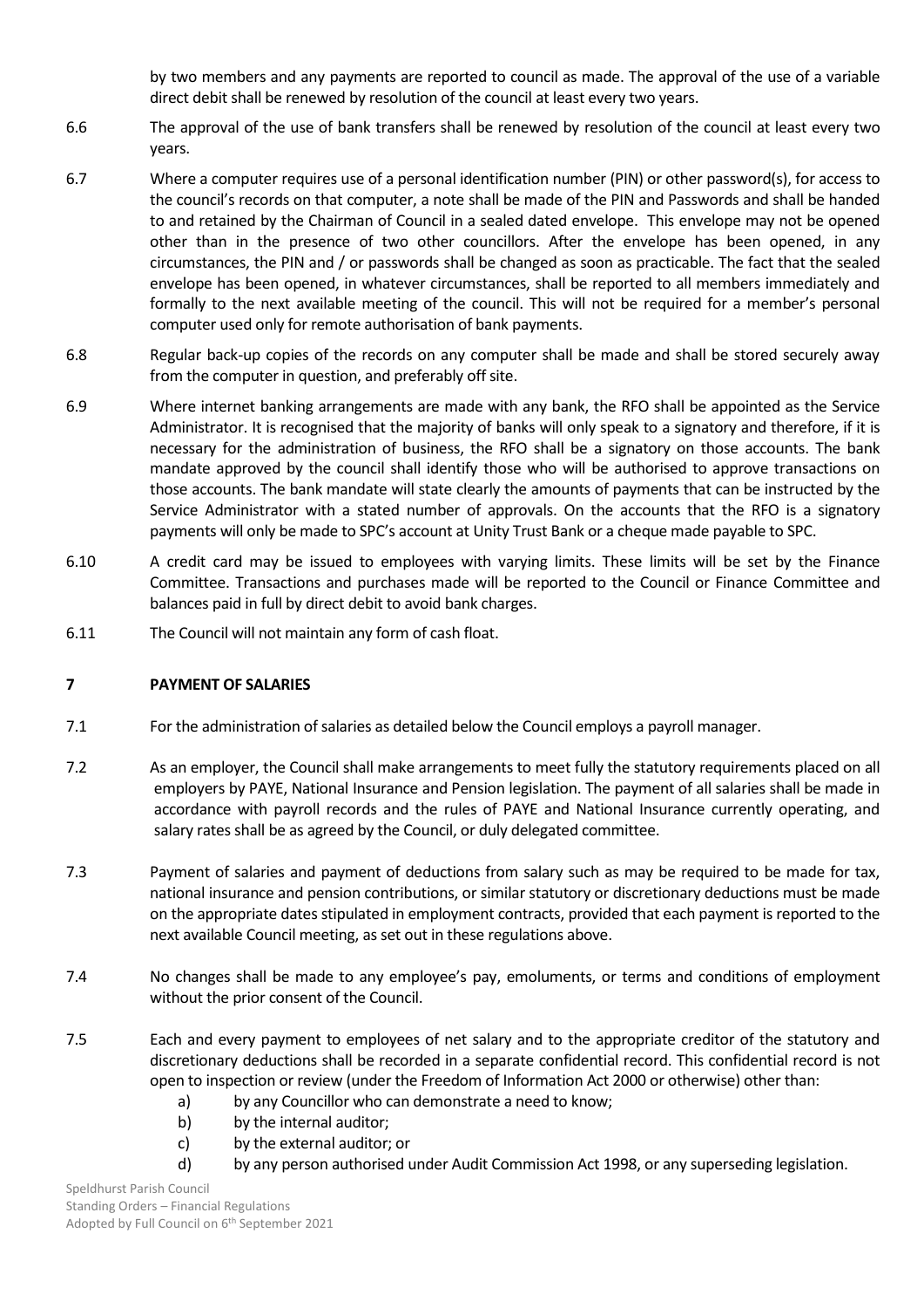by two members and any payments are reported to council as made. The approval of the use of a variable direct debit shall be renewed by resolution of the council at least every two years.

6.6 The approval of the use of bank transfers shall be renewed by resolution of the council at least every two years.

6.7 Where a computer requires use of a personal identification number (PIN) or other password(s), for access to the council's records on that computer, a note shall be made of the PIN and Passwords and shall be handed to and retained by the Chairman of Council in a sealed dated envelope. This envelope may not be opened other than in the presence of two other councillors. After the envelope has been opened, in any circumstances, the PIN and / or passwords shall be changed as soon as practicable. The fact that the sealed envelope has been opened, in whatever circumstances, shall be reported to all members immediately and formally to the next available meeting of the council. This will not be required for a member's personal computer used only for remote authorisation of bank payments.

6.8 Regular back-up copies of the records on any computer shall be made and shall be stored securely away from the computer in question, and preferably off site.

6.9 Where internet banking arrangements are made with any bank, the RFO shall be appointed as the Service Administrator. It is recognised that the majority of banks will only speak to a signatory and therefore, if it is necessary for the administration of business, the RFO shall be a signatory on those accounts. The bank mandate approved by the council shall identify those who will be authorised to approve transactions on those accounts. The bank mandate will state clearly the amounts of payments that can be instructed by the Service Administrator with a stated number of approvals. On the accounts that the RFO is a signatory payments will only be made to SPC's account at Unity Trust Bank or a cheque made payable to SPC.

6.10 A credit card may be issued to employees with varying limits. These limits will be set by the Finance Committee. Transactions and purchases made will be reported to the Council or Finance Committee and balances paid in full by direct debit to avoid bank charges.

6.11 The Council will not maintain any form of cash float.

## 7 PAYMENT OF SALARIES

7.1 For the administration of salaries as detailed below the Council employs a payroll manager.

7.2 As an employer, the Council shall make arrangements to meet fully the statutory requirements placed on all employers by PAYE, National Insurance and Pension legislation. The payment of all salaries shall be made in accordance with payroll records and the rules of PAYE and National Insurance currently operating, and salary rates shall be as agreed by the Council, or duly delegated committee.

7.3 Payment of salaries and payment of deductions from salary such as may be required to be made for tax, national insurance and pension contributions, or similar statutory or discretionary deductions must be made on the appropriate dates stipulated in employment contracts, provided that each payment is reported to the next available Council meeting, as set out in these regulations above.

7.4 No changes shall be made to any employee's pay, emoluments, or terms and conditions of employment without the prior consent of the Council.

7.5 Each and every payment to employees of net salary and to the appropriate creditor of the statutory and discretionary deductions shall be recorded in a separate confidential record. This confidential record is not open to inspection or review (under the Freedom of Information Act 2000 or otherwise) other than:

- a) by any Councillor who can demonstrate a need to know;
- b) by the internal auditor;
- c) by the external auditor; or
- d) by any person authorised under Audit Commission Act 1998, or any superseding legislation.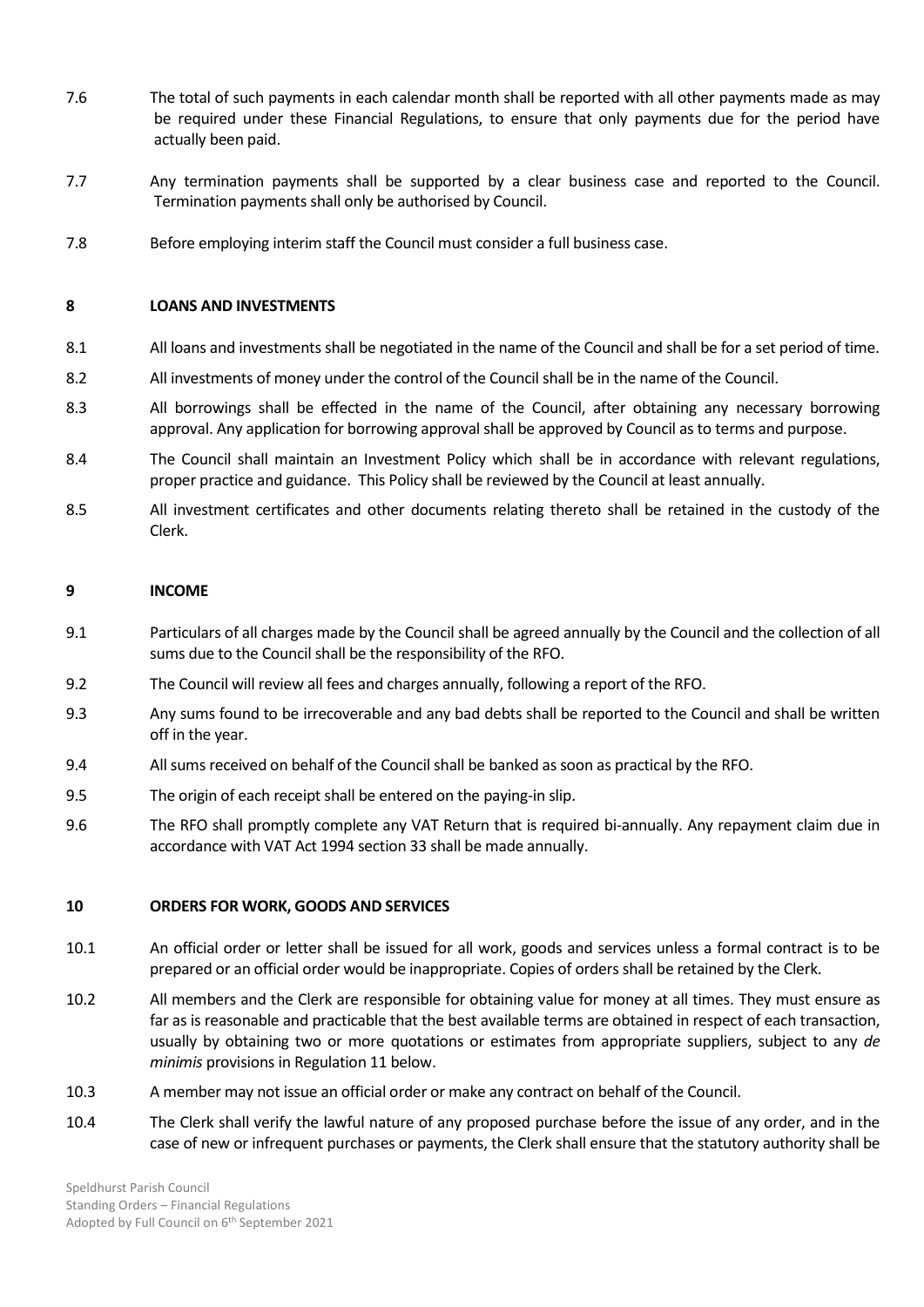7.6 The total of such payments in each calendar month shall be reported with all other payments made as may be required under these Financial Regulations, to ensure that only payments due for the period have actually been paid.

7.7 Any termination payments shall be supported by a clear business case and reported to the Council. Termination payments shall only be authorised by Council.

7.8 Before employing interim staff the Council must consider a full business case.

## 8 LOANS AND INVESTMENTS

8.1 All loans and investments shall be negotiated in the name of the Council and shall be for a set period of time.

8.2 All investments of money under the control of the Council shall be in the name of the Council.

8.3 All borrowings shall be effected in the name of the Council, after obtaining any necessary borrowing approval. Any application for borrowing approval shall be approved by Council as to terms and purpose.

8.4 The Council shall maintain an Investment Policy which shall be in accordance with relevant regulations, proper practice and guidance. This Policy shall be reviewed by the Council at least annually.

8.5 All investment certificates and other documents relating thereto shall be retained in the custody of the Clerk.

## 9 INCOME

9.1 Particulars of all charges made by the Council shall be agreed annually by the Council and the collection of all sums due to the Council shall be the responsibility of the RFO.

9.2 The Council will review all fees and charges annually, following a report of the RFO.

9.3 Any sums found to be irrecoverable and any bad debts shall be reported to the Council and shall be written off in the year.

9.4 All sums received on behalf of the Council shall be banked as soon as practical by the RFO.

9.5 The origin of each receipt shall be entered on the paying-in slip.

9.6 The RFO shall promptly complete any VAT Return that is required bi-annually. Any repayment claim due in accordance with VAT Act 1994 section 33 shall be made annually.

## 10 ORDERS FOR WORK, GOODS AND SERVICES

10.1 An official order or letter shall be issued for all work, goods and services unless a formal contract is to be prepared or an official order would be inappropriate. Copies of orders shall be retained by the Clerk.

10.2 All members and the Clerk are responsible for obtaining value for money at all times. They must ensure as far as is reasonable and practicable that the best available terms are obtained in respect of each transaction, usually by obtaining two or more quotations or estimates from appropriate suppliers, subject to any *de minimis* provisions in Regulation 11 below.

10.3 A member may not issue an official order or make any contract on behalf of the Council.

10.4 The Clerk shall verify the lawful nature of any proposed purchase before the issue of any order, and in the case of new or infrequent purchases or payments, the Clerk shall ensure that the statutory authority shall be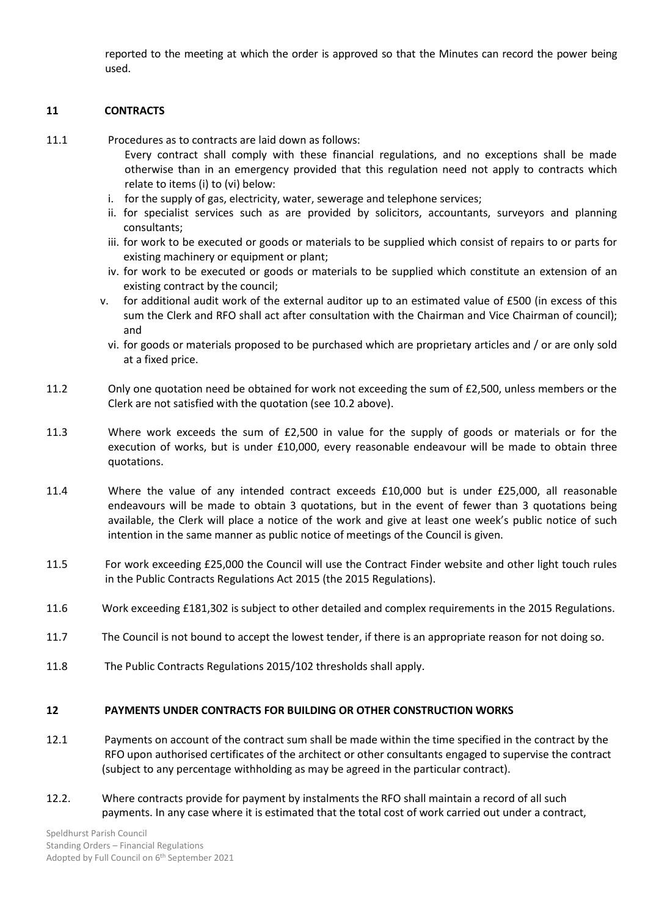reported to the meeting at which the order is approved so that the Minutes can record the power being used.

## 11 CONTRACTS

11.1 Procedures as to contracts are laid down as follows:

Every contract shall comply with these financial regulations, and no exceptions shall be made otherwise than in an emergency provided that this regulation need not apply to contracts which relate to items (i) to (vi) below:

i. for the supply of gas, electricity, water, sewerage and telephone services;
ii. for specialist services such as are provided by solicitors, accountants, surveyors and planning consultants;
iii. for work to be executed or goods or materials to be supplied which consist of repairs to or parts for existing machinery or equipment or plant;
iv. for work to be executed or goods or materials to be supplied which constitute an extension of an existing contract by the council;
v. for additional audit work of the external auditor up to an estimated value of £500 (in excess of this sum the Clerk and RFO shall act after consultation with the Chairman and Vice Chairman of council); and
vi. for goods or materials proposed to be purchased which are proprietary articles and / or are only sold at a fixed price.

11.2 Only one quotation need be obtained for work not exceeding the sum of £2,500, unless members or the Clerk are not satisfied with the quotation (see 10.2 above).

11.3 Where work exceeds the sum of £2,500 in value for the supply of goods or materials or for the execution of works, but is under £10,000, every reasonable endeavour will be made to obtain three quotations.

11.4 Where the value of any intended contract exceeds £10,000 but is under £25,000, all reasonable endeavours will be made to obtain 3 quotations, but in the event of fewer than 3 quotations being available, the Clerk will place a notice of the work and give at least one week's public notice of such intention in the same manner as public notice of meetings of the Council is given.

11.5 For work exceeding £25,000 the Council will use the Contract Finder website and other light touch rules in the Public Contracts Regulations Act 2015 (the 2015 Regulations).

11.6 Work exceeding £181,302 is subject to other detailed and complex requirements in the 2015 Regulations.

11.7 The Council is not bound to accept the lowest tender, if there is an appropriate reason for not doing so.

11.8 The Public Contracts Regulations 2015/102 thresholds shall apply.

## 12 PAYMENTS UNDER CONTRACTS FOR BUILDING OR OTHER CONSTRUCTION WORKS

12.1 Payments on account of the contract sum shall be made within the time specified in the contract by the RFO upon authorised certificates of the architect or other consultants engaged to supervise the contract (subject to any percentage withholding as may be agreed in the particular contract).

12.2. Where contracts provide for payment by instalments the RFO shall maintain a record of all such payments. In any case where it is estimated that the total cost of work carried out under a contract,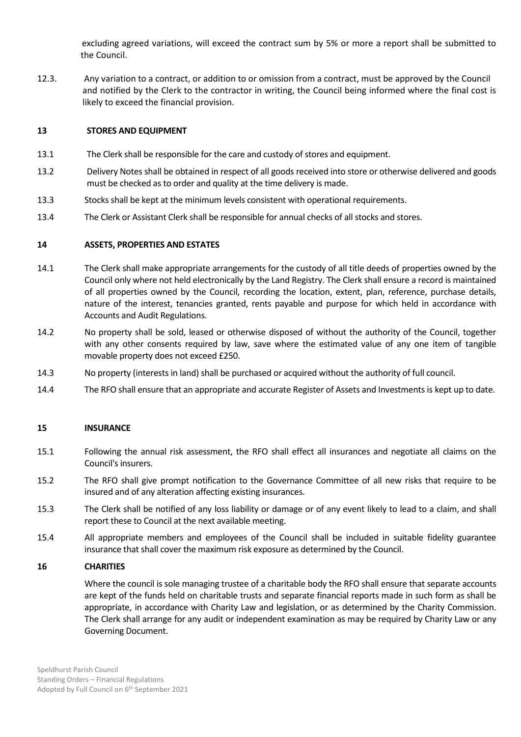excluding agreed variations, will exceed the contract sum by 5% or more a report shall be submitted to the Council.

12.3. Any variation to a contract, or addition to or omission from a contract, must be approved by the Council and notified by the Clerk to the contractor in writing, the Council being informed where the final cost is likely to exceed the financial provision.

## 13 STORES AND EQUIPMENT

13.1 The Clerk shall be responsible for the care and custody of stores and equipment.

13.2 Delivery Notes shall be obtained in respect of all goods received into store or otherwise delivered and goods must be checked as to order and quality at the time delivery is made.

13.3 Stocks shall be kept at the minimum levels consistent with operational requirements.

13.4 The Clerk or Assistant Clerk shall be responsible for annual checks of all stocks and stores.

## 14 ASSETS, PROPERTIES AND ESTATES

14.1 The Clerk shall make appropriate arrangements for the custody of all title deeds of properties owned by the Council only where not held electronically by the Land Registry. The Clerk shall ensure a record is maintained of all properties owned by the Council, recording the location, extent, plan, reference, purchase details, nature of the interest, tenancies granted, rents payable and purpose for which held in accordance with Accounts and Audit Regulations.

14.2 No property shall be sold, leased or otherwise disposed of without the authority of the Council, together with any other consents required by law, save where the estimated value of any one item of tangible movable property does not exceed £250.

14.3 No property (interests in land) shall be purchased or acquired without the authority of full council.

14.4 The RFO shall ensure that an appropriate and accurate Register of Assets and Investments is kept up to date.

## 15 INSURANCE

15.1 Following the annual risk assessment, the RFO shall effect all insurances and negotiate all claims on the Council's insurers.

15.2 The RFO shall give prompt notification to the Governance Committee of all new risks that require to be insured and of any alteration affecting existing insurances.

15.3 The Clerk shall be notified of any loss liability or damage or of any event likely to lead to a claim, and shall report these to Council at the next available meeting.

15.4 All appropriate members and employees of the Council shall be included in suitable fidelity guarantee insurance that shall cover the maximum risk exposure as determined by the Council.

## 16 CHARITIES

Where the council is sole managing trustee of a charitable body the RFO shall ensure that separate accounts are kept of the funds held on charitable trusts and separate financial reports made in such form as shall be appropriate, in accordance with Charity Law and legislation, or as determined by the Charity Commission. The Clerk shall arrange for any audit or independent examination as may be required by Charity Law or any Governing Document.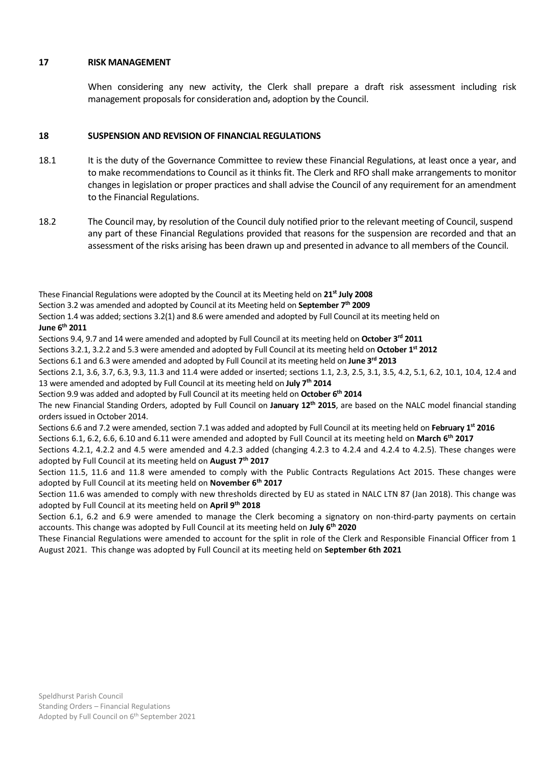## 17 RISK MANAGEMENT

When considering any new activity, the Clerk shall prepare a draft risk assessment including risk management proposals for consideration and~~,~~ adoption by the Council.

## 18 SUSPENSION AND REVISION OF FINANCIAL REGULATIONS

18.1 It is the duty of the Governance Committee to review these Financial Regulations, at least once a year, and to make recommendations to Council as it thinks fit. The Clerk and RFO shall make arrangements to monitor changes in legislation or proper practices and shall advise the Council of any requirement for an amendment to the Financial Regulations.

18.2 The Council may, by resolution of the Council duly notified prior to the relevant meeting of Council, suspend any part of these Financial Regulations provided that reasons for the suspension are recorded and that an assessment of the risks arising has been drawn up and presented in advance to all members of the Council.

These Financial Regulations were adopted by the Council at its Meeting held on **21st July 2008**

Section 3.2 was amended and adopted by Council at its Meeting held on **September 7th 2009**

Section 1.4 was added; sections 3.2(1) and 8.6 were amended and adopted by Full Council at its meeting held on **June 6th 2011**

Sections 9.4, 9.7 and 14 were amended and adopted by Full Council at its meeting held on **October 3rd 2011**

Sections 3.2.1, 3.2.2 and 5.3 were amended and adopted by Full Council at its meeting held on **October 1st 2012**

Sections 6.1 and 6.3 were amended and adopted by Full Council at its meeting held on **June 3rd 2013**

Sections 2.1, 3.6, 3.7, 6.3, 9.3, 11.3 and 11.4 were added or inserted; sections 1.1, 2.3, 2.5, 3.1, 3.5, 4.2, 5.1, 6.2, 10.1, 10.4, 12.4 and 13 were amended and adopted by Full Council at its meeting held on **July 7th 2014**

Section 9.9 was added and adopted by Full Council at its meeting held on **October 6th 2014**

The new Financial Standing Orders, adopted by Full Council on **January 12th 2015**, are based on the NALC model financial standing orders issued in October 2014.

Sections 6.6 and 7.2 were amended, section 7.1 was added and adopted by Full Council at its meeting held on **February 1st 2016**

Sections 6.1, 6.2, 6.6, 6.10 and 6.11 were amended and adopted by Full Council at its meeting held on **March 6th 2017**

Sections 4.2.1, 4.2.2 and 4.5 were amended and 4.2.3 added (changing 4.2.3 to 4.2.4 and 4.2.4 to 4.2.5). These changes were adopted by Full Council at its meeting held on **August 7th 2017**

Section 11.5, 11.6 and 11.8 were amended to comply with the Public Contracts Regulations Act 2015. These changes were adopted by Full Council at its meeting held on **November 6th 2017**

Section 11.6 was amended to comply with new thresholds directed by EU as stated in NALC LTN 87 (Jan 2018). This change was adopted by Full Council at its meeting held on **April 9th 2018**

Section 6.1, 6.2 and 6.9 were amended to manage the Clerk becoming a signatory on non-third-party payments on certain accounts. This change was adopted by Full Council at its meeting held on **July 6th 2020**

These Financial Regulations were amended to account for the split in role of the Clerk and Responsible Financial Officer from 1 August 2021. This change was adopted by Full Council at its meeting held on **September 6th 2021**